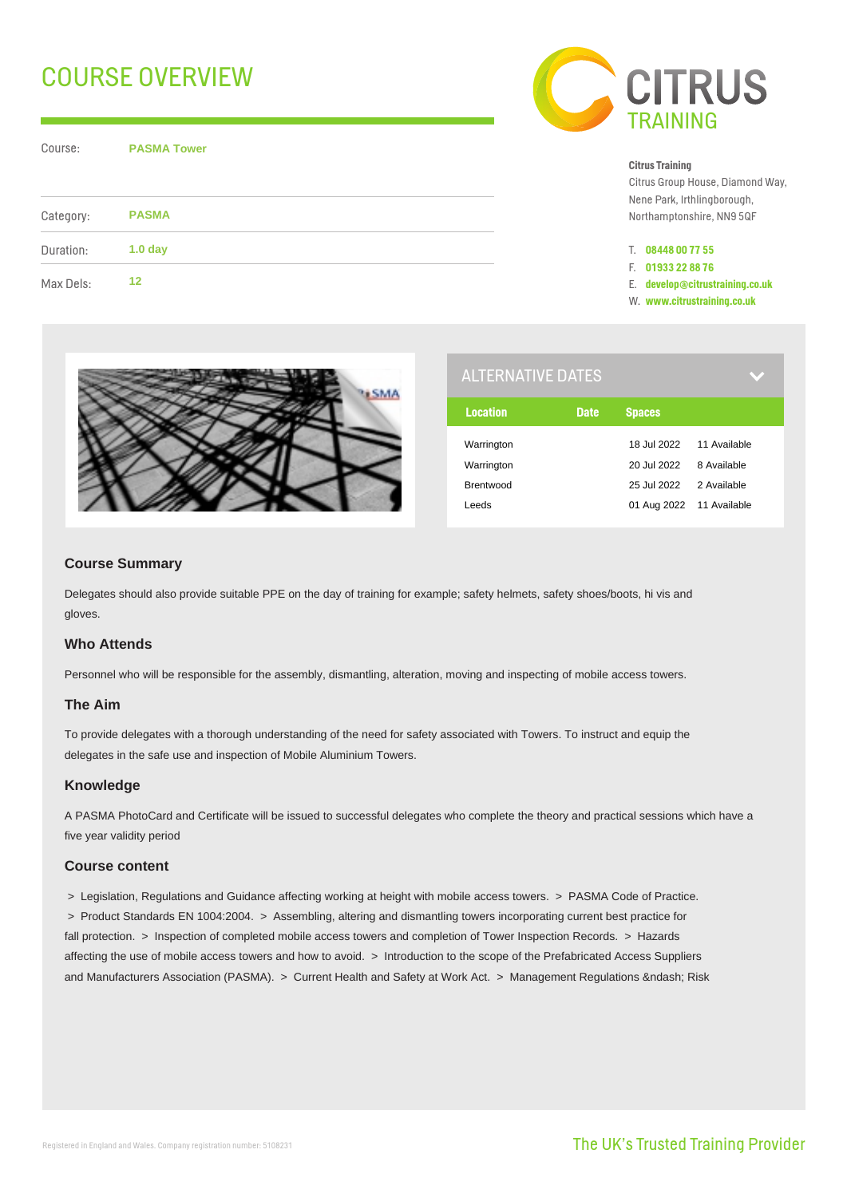# COURSE OVERVIEW

| | |
|---|---|
| Course: | **PASMA Tower** |
| Category: | **PASMA** |
| Duration: | **1.0 day** |
| Max Dels: | **12** |

CITRUS TRAINING

**Citrus Training**
Citrus Group House, Diamond Way,
Nene Park, Irthlingborough,
Northamptonshire, NN9 5QF

T. **08448 00 77 55**
F. **01933 22 88 76**
E. **develop@citrustraining.co.uk**
W. **www.citrustraining.co.uk**

## ALTERNATIVE DATES

| Location | Date | Spaces |
|---|---|---|
| Warrington | 18 Jul 2022 | 11 Available |
| Warrington | 20 Jul 2022 | 8 Available |
| Brentwood | 25 Jul 2022 | 2 Available |
| Leeds | 01 Aug 2022 | 11 Available |

### Course Summary

Delegates should also provide suitable PPE on the day of training for example; safety helmets, safety shoes/boots, hi vis and gloves.

### Who Attends

Personnel who will be responsible for the assembly, dismantling, alteration, moving and inspecting of mobile access towers.

### The Aim

To provide delegates with a thorough understanding of the need for safety associated with Towers. To instruct and equip the delegates in the safe use and inspection of Mobile Aluminium Towers.

### Knowledge

A PASMA PhotoCard and Certificate will be issued to successful delegates who complete the theory and practical sessions which have a five year validity period

### Course content

> Legislation, Regulations and Guidance affecting working at height with mobile access towers. > PASMA Code of Practice. > Product Standards EN 1004:2004. > Assembling, altering and dismantling towers incorporating current best practice for fall protection. > Inspection of completed mobile access towers and completion of Tower Inspection Records. > Hazards affecting the use of mobile access towers and how to avoid. > Introduction to the scope of the Prefabricated Access Suppliers and Manufacturers Association (PASMA). > Current Health and Safety at Work Act. > Management Regulations &ndash; Risk

Registered in England and Wales. Company registration number: 5108231

The UK's Trusted Training Provider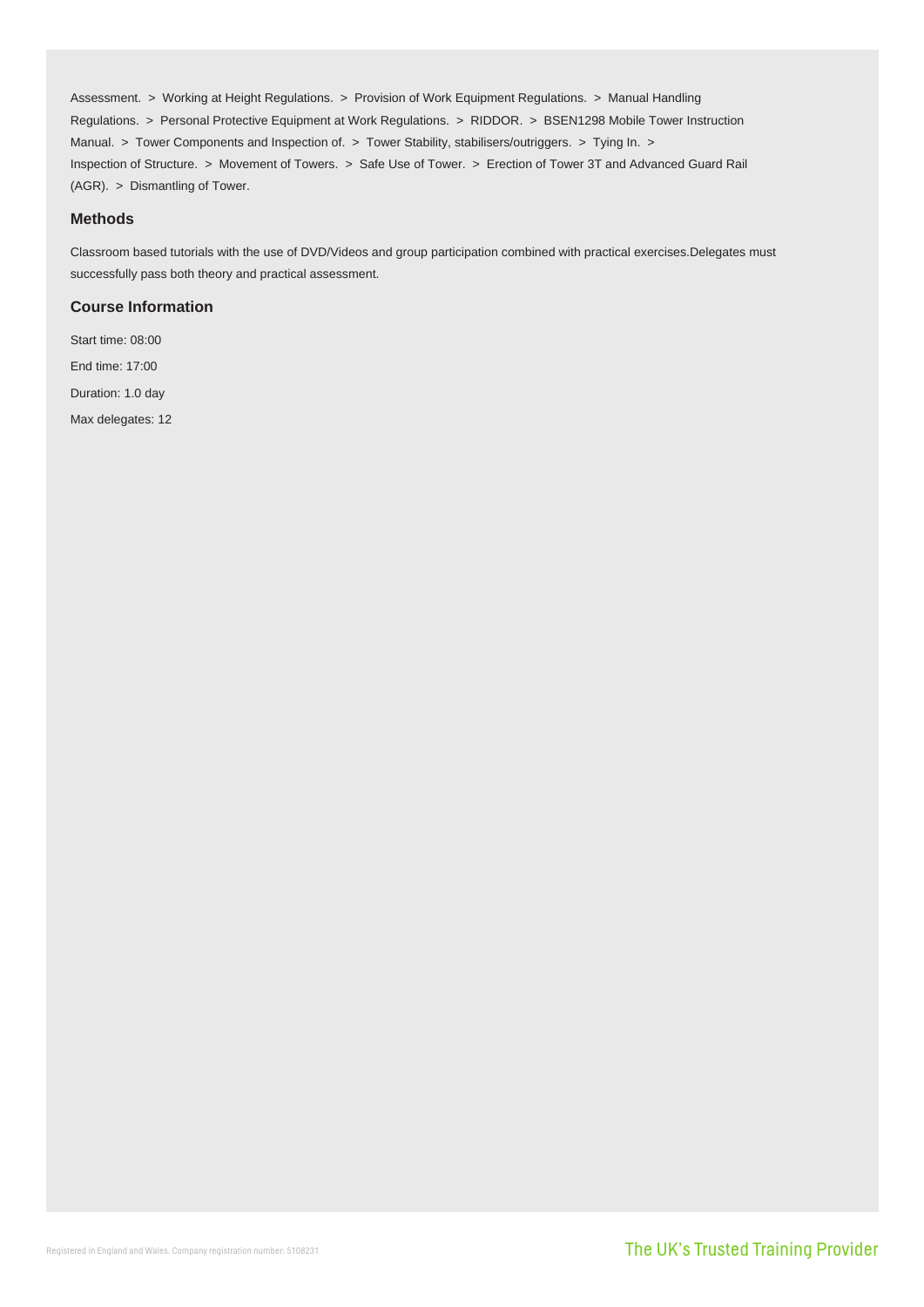Assessment. > Working at Height Regulations. > Provision of Work Equipment Regulations. > Manual Handling Regulations. > Personal Protective Equipment at Work Regulations. > RIDDOR. > BSEN1298 Mobile Tower Instruction Manual. > Tower Components and Inspection of. > Tower Stability, stabilisers/outriggers. > Tying In. > Inspection of Structure. > Movement of Towers. > Safe Use of Tower. > Erection of Tower 3T and Advanced Guard Rail (AGR). > Dismantling of Tower.

### Methods

Classroom based tutorials with the use of DVD/Videos and group participation combined with practical exercises.Delegates must successfully pass both theory and practical assessment.

### Course Information

Start time: 08:00

End time: 17:00

Duration: 1.0 day

Max delegates: 12